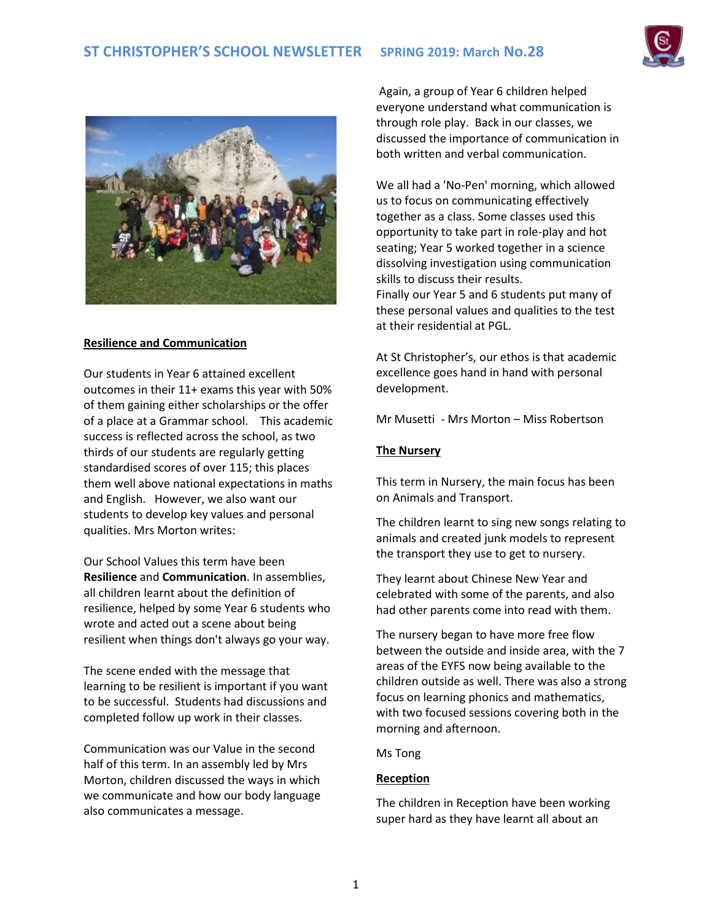# ST CHRISTOPHER'S SCHOOL NEWSLETTER SPRING 2019: March No.28

## Resilience and Communication

Our students in Year 6 attained excellent outcomes in their 11+ exams this year with 50% of them gaining either scholarships or the offer of a place at a Grammar school. This academic success is reflected across the school, as two thirds of our students are regularly getting standardised scores of over 115; this places them well above national expectations in maths and English. However, we also want our students to develop key values and personal qualities. Mrs Morton writes:

Our School Values this term have been **Resilience** and **Communication**. In assemblies, all children learnt about the definition of resilience, helped by some Year 6 students who wrote and acted out a scene about being resilient when things don't always go your way.

The scene ended with the message that learning to be resilient is important if you want to be successful. Students had discussions and completed follow up work in their classes.

Communication was our Value in the second half of this term. In an assembly led by Mrs Morton, children discussed the ways in which we communicate and how our body language also communicates a message.

Again, a group of Year 6 children helped everyone understand what communication is through role play. Back in our classes, we discussed the importance of communication in both written and verbal communication.

We all had a 'No-Pen' morning, which allowed us to focus on communicating effectively together as a class. Some classes used this opportunity to take part in role-play and hot seating; Year 5 worked together in a science dissolving investigation using communication skills to discuss their results.
Finally our Year 5 and 6 students put many of these personal values and qualities to the test at their residential at PGL.

At St Christopher's, our ethos is that academic excellence goes hand in hand with personal development.

Mr Musetti - Mrs Morton – Miss Robertson

## The Nursery

This term in Nursery, the main focus has been on Animals and Transport.

The children learnt to sing new songs relating to animals and created junk models to represent the transport they use to get to nursery.

They learnt about Chinese New Year and celebrated with some of the parents, and also had other parents come into read with them.

The nursery began to have more free flow between the outside and inside area, with the 7 areas of the EYFS now being available to the children outside as well. There was also a strong focus on learning phonics and mathematics, with two focused sessions covering both in the morning and afternoon.

Ms Tong

## Reception

The children in Reception have been working super hard as they have learnt all about an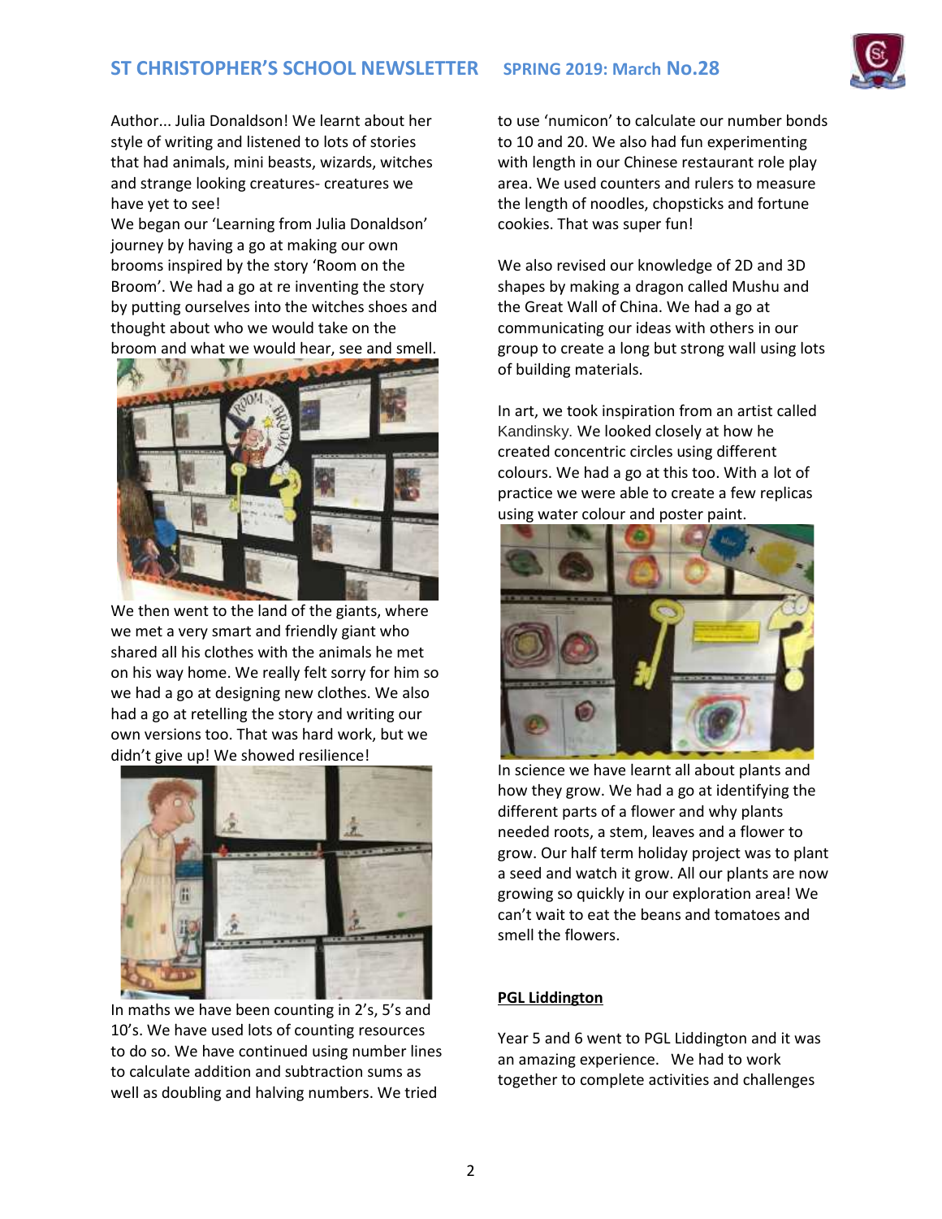Author... Julia Donaldson! We learnt about her style of writing and listened to lots of stories that had animals, mini beasts, wizards, witches and strange looking creatures- creatures we have yet to see!

We began our 'Learning from Julia Donaldson' journey by having a go at making our own brooms inspired by the story 'Room on the Broom'. We had a go at re inventing the story by putting ourselves into the witches shoes and thought about who we would take on the broom and what we would hear, see and smell.

We then went to the land of the giants, where we met a very smart and friendly giant who shared all his clothes with the animals he met on his way home. We really felt sorry for him so we had a go at designing new clothes. We also had a go at retelling the story and writing our own versions too. That was hard work, but we didn't give up! We showed resilience!

In maths we have been counting in 2's, 5's and 10's. We have used lots of counting resources to do so. We have continued using number lines to calculate addition and subtraction sums as well as doubling and halving numbers. We tried to use 'numicon' to calculate our number bonds to 10 and 20. We also had fun experimenting with length in our Chinese restaurant role play area. We used counters and rulers to measure the length of noodles, chopsticks and fortune cookies. That was super fun!

We also revised our knowledge of 2D and 3D shapes by making a dragon called Mushu and the Great Wall of China. We had a go at communicating our ideas with others in our group to create a long but strong wall using lots of building materials.

In art, we took inspiration from an artist called Kandinsky. We looked closely at how he created concentric circles using different colours. We had a go at this too. With a lot of practice we were able to create a few replicas using water colour and poster paint.

In science we have learnt all about plants and how they grow. We had a go at identifying the different parts of a flower and why plants needed roots, a stem, leaves and a flower to grow. Our half term holiday project was to plant a seed and watch it grow. All our plants are now growing so quickly in our exploration area! We can't wait to eat the beans and tomatoes and smell the flowers.

**PGL Liddington**

Year 5 and 6 went to PGL Liddington and it was an amazing experience. We had to work together to complete activities and challenges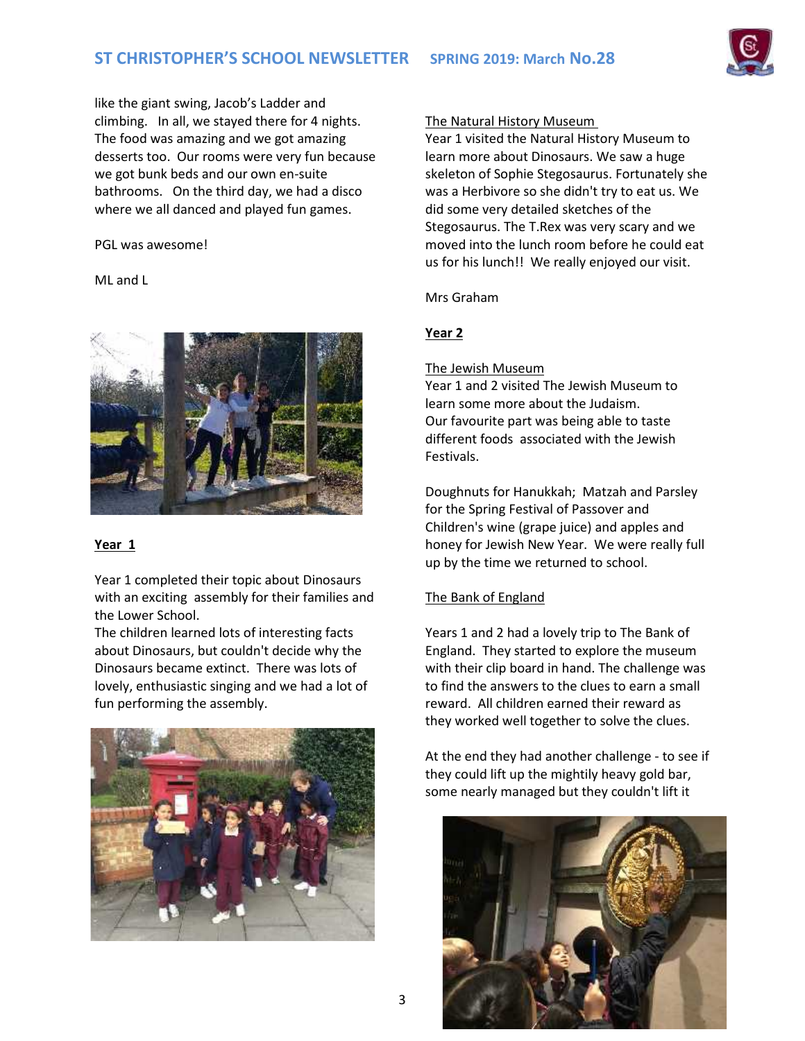like the giant swing, Jacob's Ladder and climbing. In all, we stayed there for 4 nights. The food was amazing and we got amazing desserts too. Our rooms were very fun because we got bunk beds and our own en-suite bathrooms. On the third day, we had a disco where we all danced and played fun games.

PGL was awesome!

ML and L

**Year 1**

Year 1 completed their topic about Dinosaurs with an exciting assembly for their families and the Lower School.
The children learned lots of interesting facts about Dinosaurs, but couldn't decide why the Dinosaurs became extinct. There was lots of lovely, enthusiastic singing and we had a lot of fun performing the assembly.

The Natural History Museum

Year 1 visited the Natural History Museum to learn more about Dinosaurs. We saw a huge skeleton of Sophie Stegosaurus. Fortunately she was a Herbivore so she didn't try to eat us. We did some very detailed sketches of the Stegosaurus. The T.Rex was very scary and we moved into the lunch room before he could eat us for his lunch!! We really enjoyed our visit.

Mrs Graham

**Year 2**

The Jewish Museum

Year 1 and 2 visited The Jewish Museum to learn some more about the Judaism.
Our favourite part was being able to taste different foods associated with the Jewish Festivals.

Doughnuts for Hanukkah; Matzah and Parsley for the Spring Festival of Passover and Children's wine (grape juice) and apples and honey for Jewish New Year. We were really full up by the time we returned to school.

The Bank of England

Years 1 and 2 had a lovely trip to The Bank of England. They started to explore the museum with their clip board in hand. The challenge was to find the answers to the clues to earn a small reward. All children earned their reward as they worked well together to solve the clues.

At the end they had another challenge - to see if they could lift up the mightily heavy gold bar, some nearly managed but they couldn't lift it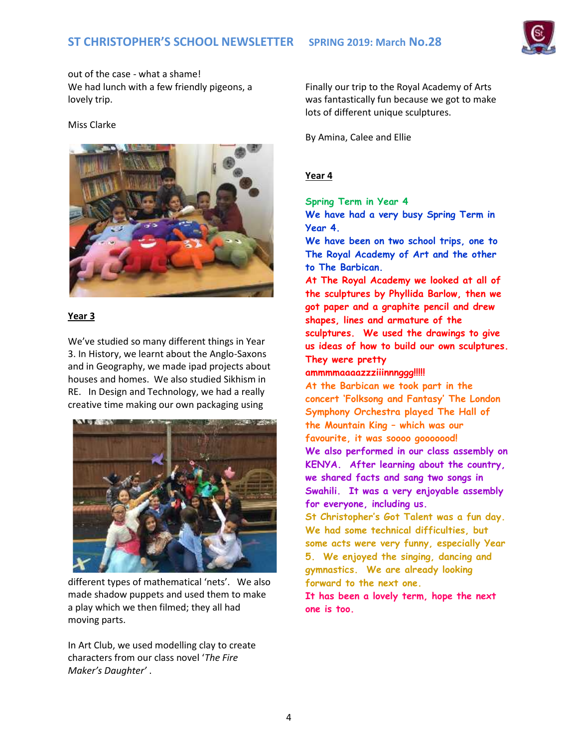out of the case - what a shame!
We had lunch with a few friendly pigeons, a lovely trip.

Miss Clarke

**Year 3**

We've studied so many different things in Year 3. In History, we learnt about the Anglo-Saxons and in Geography, we made ipad projects about houses and homes. We also studied Sikhism in RE. In Design and Technology, we had a really creative time making our own packaging using different types of mathematical 'nets'. We also made shadow puppets and used them to make a play which we then filmed; they all had moving parts.

In Art Club, we used modelling clay to create characters from our class novel '*The Fire Maker's Daughter*' .

Finally our trip to the Royal Academy of Arts was fantastically fun because we got to make lots of different unique sculptures.

By Amina, Calee and Ellie

**Year 4**

Spring Term in Year 4

We have had a very busy Spring Term in Year 4.

We have been on two school trips, one to The Royal Academy of Art and the other to The Barbican.

At The Royal Academy we looked at all of the sculptures by Phyllida Barlow, then we got paper and a graphite pencil and drew shapes, lines and armature of the sculptures. We used the drawings to give us ideas of how to build our own sculptures. They were pretty ammmmaaaazzziiinnnggg!!!!!

At the Barbican we took part in the concert 'Folksong and Fantasy' The London Symphony Orchestra played The Hall of the Mountain King – which was our favourite, it was soooo gooooood!

We also performed in our class assembly on KENYA. After learning about the country, we shared facts and sang two songs in Swahili. It was a very enjoyable assembly for everyone, including us.

St Christopher's Got Talent was a fun day. We had some technical difficulties, but some acts were very funny, especially Year 5. We enjoyed the singing, dancing and gymnastics. We are already looking forward to the next one.

It has been a lovely term, hope the next one is too.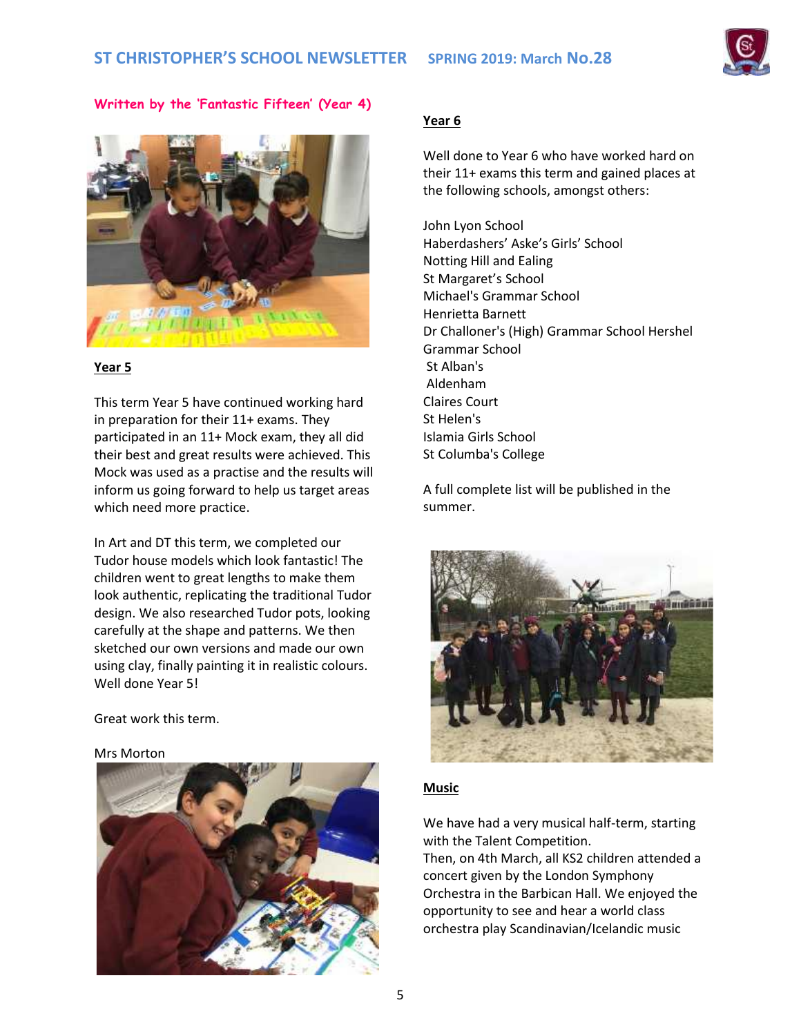**Written by the 'Fantastic Fifteen' (Year 4)**

## Year 5

This term Year 5 have continued working hard in preparation for their 11+ exams. They participated in an 11+ Mock exam, they all did their best and great results were achieved. This Mock was used as a practise and the results will inform us going forward to help us target areas which need more practice.

In Art and DT this term, we completed our Tudor house models which look fantastic! The children went to great lengths to make them look authentic, replicating the traditional Tudor design. We also researched Tudor pots, looking carefully at the shape and patterns. We then sketched our own versions and made our own using clay, finally painting it in realistic colours. Well done Year 5!

Great work this term.

Mrs Morton

## Year 6

Well done to Year 6 who have worked hard on their 11+ exams this term and gained places at the following schools, amongst others:

John Lyon School
Haberdashers' Aske's Girls' School
Notting Hill and Ealing
St Margaret's School
Michael's Grammar School
Henrietta Barnett
Dr Challoner's (High) Grammar School Hershel Grammar School
St Alban's
Aldenham
Claires Court
St Helen's
Islamia Girls School
St Columba's College

A full complete list will be published in the summer.

## Music

We have had a very musical half-term, starting with the Talent Competition.
Then, on 4th March, all KS2 children attended a concert given by the London Symphony Orchestra in the Barbican Hall. We enjoyed the opportunity to see and hear a world class orchestra play Scandinavian/Icelandic music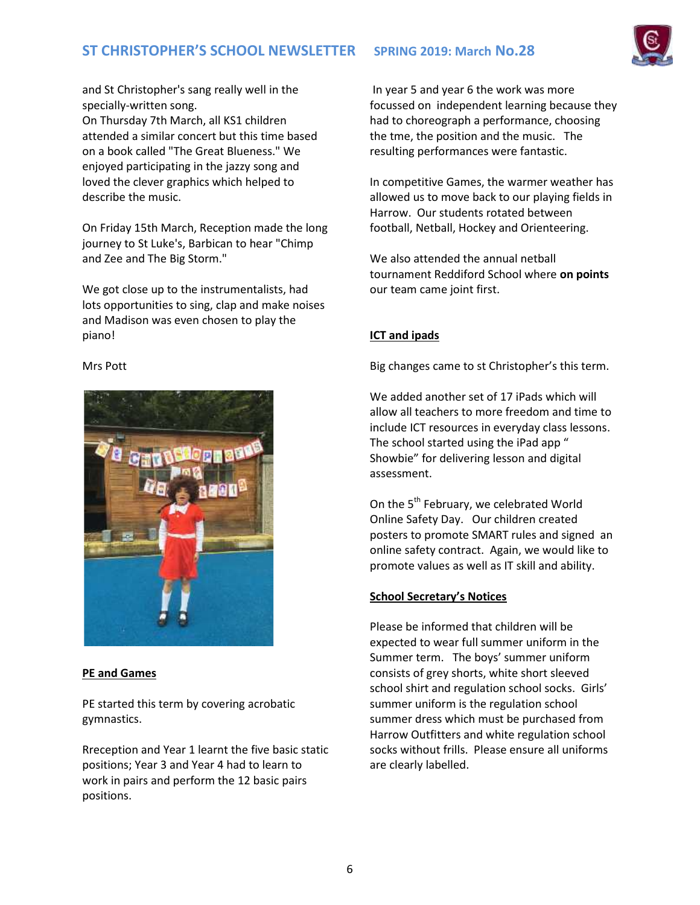and St Christopher's sang really well in the specially-written song.
On Thursday 7th March, all KS1 children attended a similar concert but this time based on a book called "The Great Blueness." We enjoyed participating in the jazzy song and loved the clever graphics which helped to describe the music.

On Friday 15th March, Reception made the long journey to St Luke's, Barbican to hear "Chimp and Zee and The Big Storm."

We got close up to the instrumentalists, had lots opportunities to sing, clap and make noises and Madison was even chosen to play the piano!

Mrs Pott

## PE and Games

PE started this term by covering acrobatic gymnastics.

Rreception and Year 1 learnt the five basic static positions; Year 3 and Year 4 had to learn to work in pairs and perform the 12 basic pairs positions.

In year 5 and year 6 the work was more focussed on independent learning because they had to choreograph a performance, choosing the tme, the position and the music. The resulting performances were fantastic.

In competitive Games, the warmer weather has allowed us to move back to our playing fields in Harrow. Our students rotated between football, Netball, Hockey and Orienteering.

We also attended the annual netball tournament Reddiford School where **on points** our team came joint first.

## ICT and ipads

Big changes came to st Christopher's this term.

We added another set of 17 iPads which will allow all teachers to more freedom and time to include ICT resources in everyday class lessons. The school started using the iPad app " Showbie" for delivering lesson and digital assessment.

On the 5th February, we celebrated World Online Safety Day. Our children created posters to promote SMART rules and signed an online safety contract. Again, we would like to promote values as well as IT skill and ability.

## School Secretary's Notices

Please be informed that children will be expected to wear full summer uniform in the Summer term. The boys' summer uniform consists of grey shorts, white short sleeved school shirt and regulation school socks. Girls' summer uniform is the regulation school summer dress which must be purchased from Harrow Outfitters and white regulation school socks without frills. Please ensure all uniforms are clearly labelled.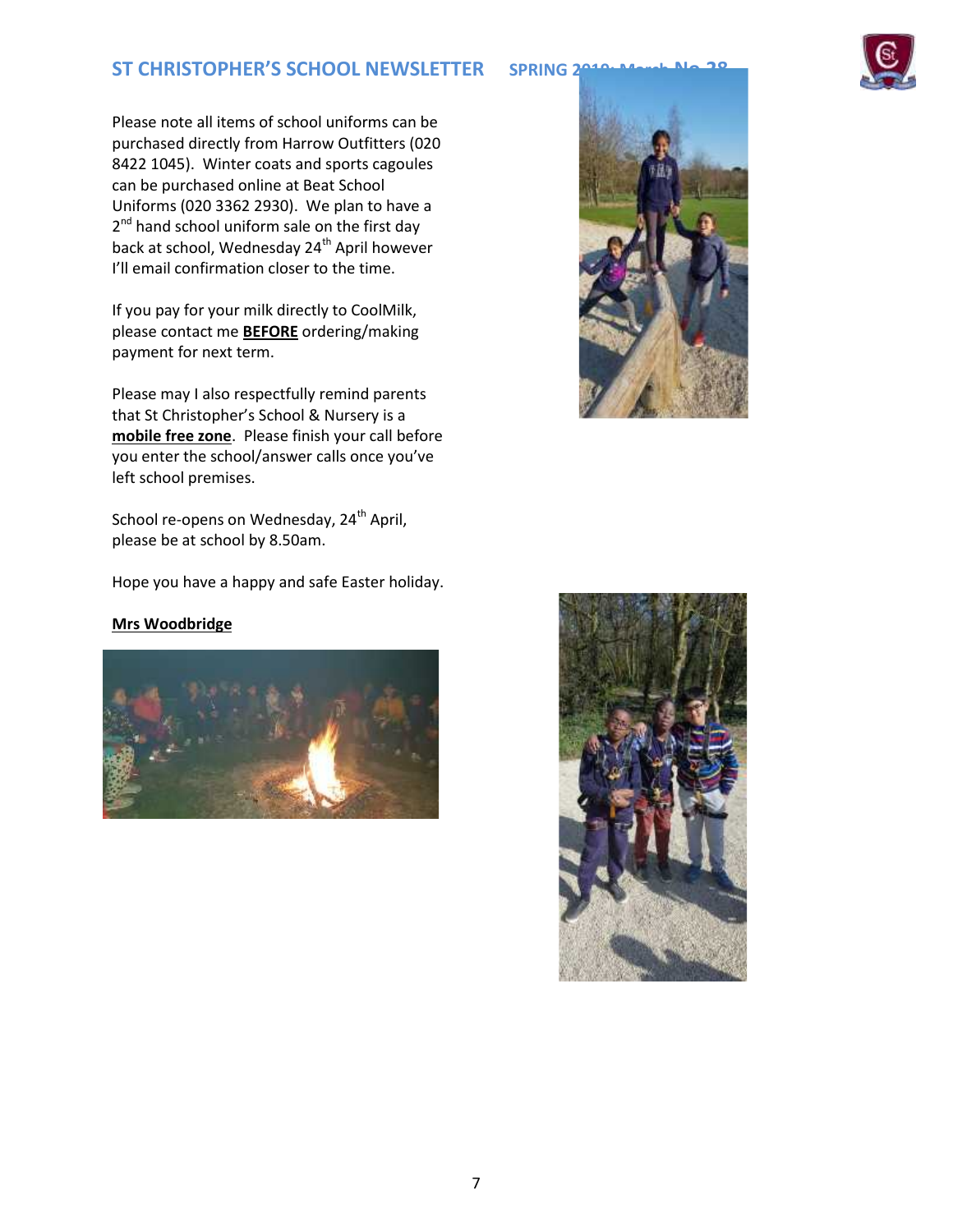Please note all items of school uniforms can be purchased directly from Harrow Outfitters (020 8422 1045). Winter coats and sports cagoules can be purchased online at Beat School Uniforms (020 3362 2930). We plan to have a 2nd hand school uniform sale on the first day back at school, Wednesday 24th April however I'll email confirmation closer to the time.

If you pay for your milk directly to CoolMilk, please contact me **BEFORE** ordering/making payment for next term.

Please may I also respectfully remind parents that St Christopher's School & Nursery is a **mobile free zone**. Please finish your call before you enter the school/answer calls once you've left school premises.

School re-opens on Wednesday, 24th April, please be at school by 8.50am.

Hope you have a happy and safe Easter holiday.

**Mrs Woodbridge**